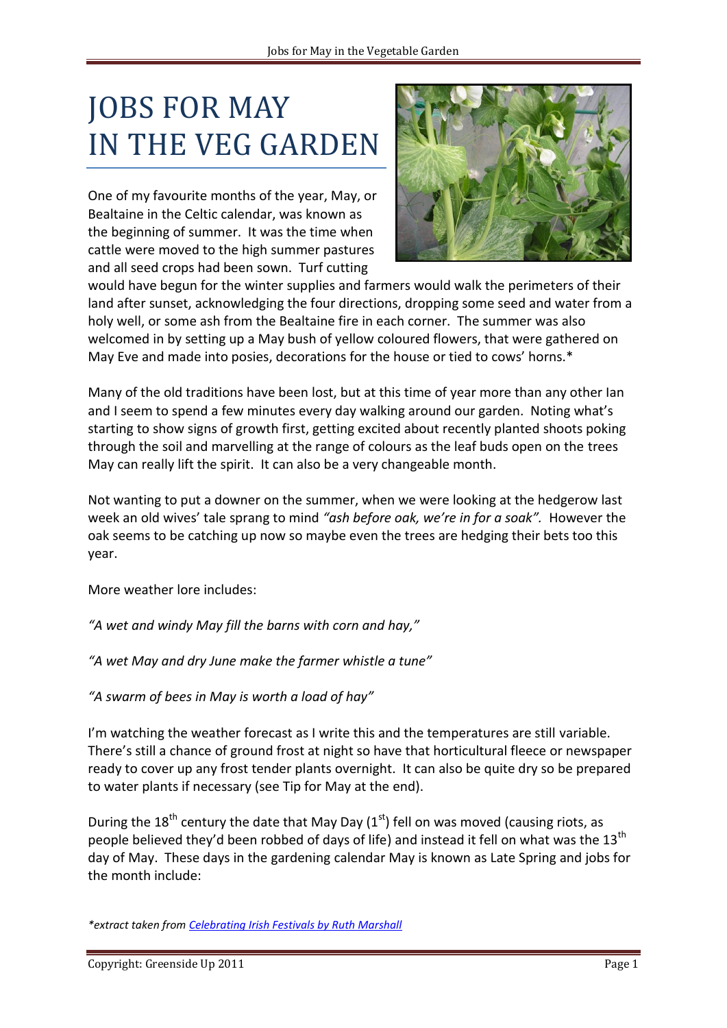# JOBS FOR MAY IN THE VEG GARDEN

One of my favourite months of the year, May, or Bealtaine in the Celtic calendar, was known as the beginning of summer. It was the time when cattle were moved to the high summer pastures and all seed crops had been sown. Turf cutting would have begun for the winter supplies and farmers would walk the perimeters of their land after sunset, acknowledging the four directions, dropping some seed and water from a holy well, or some ash from the Bealtaine fire in each corner. The summer was also welcomed in by setting up a May bush of yellow coloured flowers, that were gathered on May Eve and made into posies, decorations for the house or tied to cows' horns.*

Many of the old traditions have been lost, but at this time of year more than any other Ian and I seem to spend a few minutes every day walking around our garden. Noting what's starting to show signs of growth first, getting excited about recently planted shoots poking through the soil and marvelling at the range of colours as the leaf buds open on the trees May can really lift the spirit. It can also be a very changeable month.

Not wanting to put a downer on the summer, when we were looking at the hedgerow last week an old wives' tale sprang to mind *"ash before oak, we're in for a soak".* However the oak seems to be catching up now so maybe even the trees are hedging their bets too this year.

More weather lore includes:

*"A wet and windy May fill the barns with corn and hay,"*

*"A wet May and dry June make the farmer whistle a tune"*

*"A swarm of bees in May is worth a load of hay"*

I'm watching the weather forecast as I write this and the temperatures are still variable. There's still a chance of ground frost at night so have that horticultural fleece or newspaper ready to cover up any frost tender plants overnight. It can also be quite dry so be prepared to water plants if necessary (see Tip for May at the end).

During the 18th century the date that May Day (1st) fell on was moved (causing riots, as people believed they'd been robbed of days of life) and instead it fell on what was the 13th day of May. These days in the gardening calendar May is known as Late Spring and jobs for the month include:

*\*extract taken from Celebrating Irish Festivals by Ruth Marshall*

Copyright: Greenside Up 2011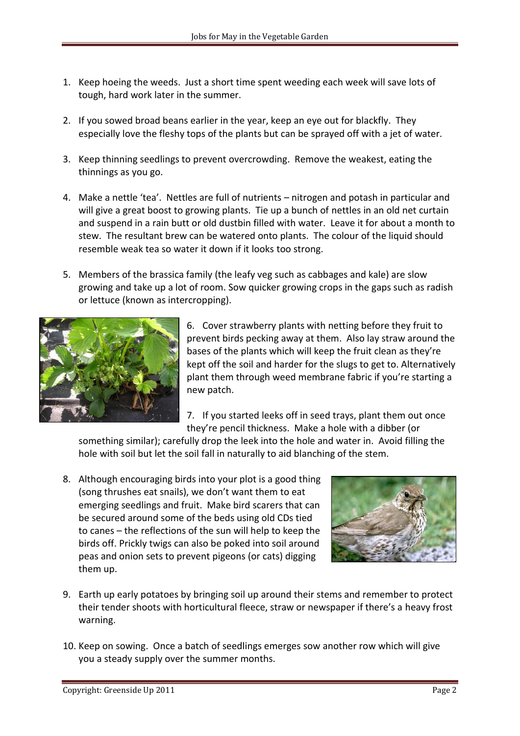1. Keep hoeing the weeds. Just a short time spent weeding each week will save lots of tough, hard work later in the summer.

2. If you sowed broad beans earlier in the year, keep an eye out for blackfly. They especially love the fleshy tops of the plants but can be sprayed off with a jet of water.

3. Keep thinning seedlings to prevent overcrowding. Remove the weakest, eating the thinnings as you go.

4. Make a nettle 'tea'. Nettles are full of nutrients – nitrogen and potash in particular and will give a great boost to growing plants. Tie up a bunch of nettles in an old net curtain and suspend in a rain butt or old dustbin filled with water. Leave it for about a month to stew. The resultant brew can be watered onto plants. The colour of the liquid should resemble weak tea so water it down if it looks too strong.

5. Members of the brassica family (the leafy veg such as cabbages and kale) are slow growing and take up a lot of room. Sow quicker growing crops in the gaps such as radish or lettuce (known as intercropping).

6. Cover strawberry plants with netting before they fruit to prevent birds pecking away at them. Also lay straw around the bases of the plants which will keep the fruit clean as they're kept off the soil and harder for the slugs to get to. Alternatively plant them through weed membrane fabric if you're starting a new patch.

7. If you started leeks off in seed trays, plant them out once they're pencil thickness. Make a hole with a dibber (or something similar); carefully drop the leek into the hole and water in. Avoid filling the hole with soil but let the soil fall in naturally to aid blanching of the stem.

8. Although encouraging birds into your plot is a good thing (song thrushes eat snails), we don't want them to eat emerging seedlings and fruit. Make bird scarers that can be secured around some of the beds using old CDs tied to canes – the reflections of the sun will help to keep the birds off. Prickly twigs can also be poked into soil around peas and onion sets to prevent pigeons (or cats) digging them up.

9. Earth up early potatoes by bringing soil up around their stems and remember to protect their tender shoots with horticultural fleece, straw or newspaper if there's a heavy frost warning.

10. Keep on sowing. Once a batch of seedlings emerges sow another row which will give you a steady supply over the summer months.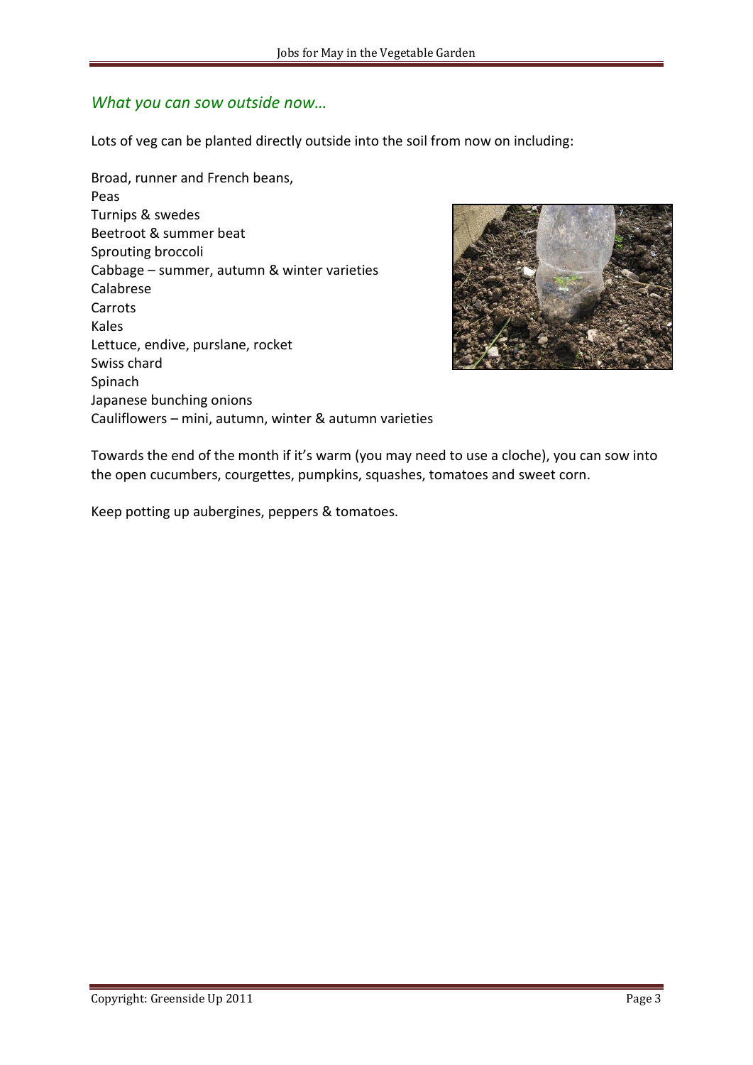*What you can sow outside now…*

Lots of veg can be planted directly outside into the soil from now on including:

Broad, runner and French beans,
Peas
Turnips & swedes
Beetroot & summer beat
Sprouting broccoli
Cabbage – summer, autumn & winter varieties
Calabrese
Carrots
Kales
Lettuce, endive, purslane, rocket
Swiss chard
Spinach
Japanese bunching onions
Cauliflowers – mini, autumn, winter & autumn varieties

Towards the end of the month if it's warm (you may need to use a cloche), you can sow into the open cucumbers, courgettes, pumpkins, squashes, tomatoes and sweet corn.

Keep potting up aubergines, peppers & tomatoes.